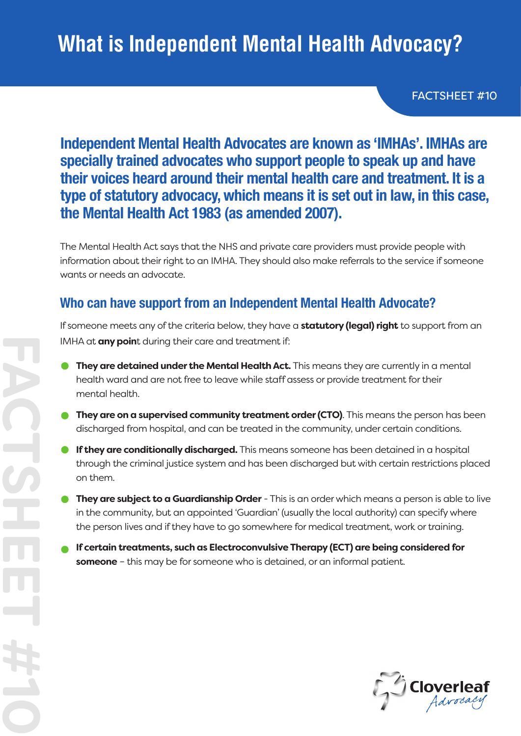# What is Independent Mental Health Advocacy?

FACTSHEET #10

**Independent Mental Health Advocates are known as 'IMHAs'. IMHAs are specially trained advocates who support people to speak up and have their voices heard around their mental health care and treatment. It is a type of statutory advocacy, which means it is set out in law, in this case, the Mental Health Act 1983 (as amended 2007).**

The Mental Health Act says that the NHS and private care providers must provide people with information about their right to an IMHA. They should also make referrals to the service if someone wants or needs an advocate.

## Who can have support from an Independent Mental Health Advocate?

If someone meets any of the criteria below, they have a **statutory (legal) right** to support from an IMHA at **any poin**t during their care and treatment if:

- **They are detained under the Mental Health Act.** This means they are currently in a mental health ward and are not free to leave while staff assess or provide treatment for their mental health.
- **They are on a supervised community treatment order (CTO)**. This means the person has been discharged from hospital, and can be treated in the community, under certain conditions.
- **If they are conditionally discharged.** This means someone has been detained in a hospital through the criminal justice system and has been discharged but with certain restrictions placed on them.
- **They are subject to a Guardianship Order** - This is an order which means a person is able to live in the community, but an appointed 'Guardian' (usually the local authority) can specify where the person lives and if they have to go somewhere for medical treatment, work or training.
- **If certain treatments, such as Electroconvulsive Therapy (ECT) are being considered for someone** – this may be for someone who is detained, or an informal patient.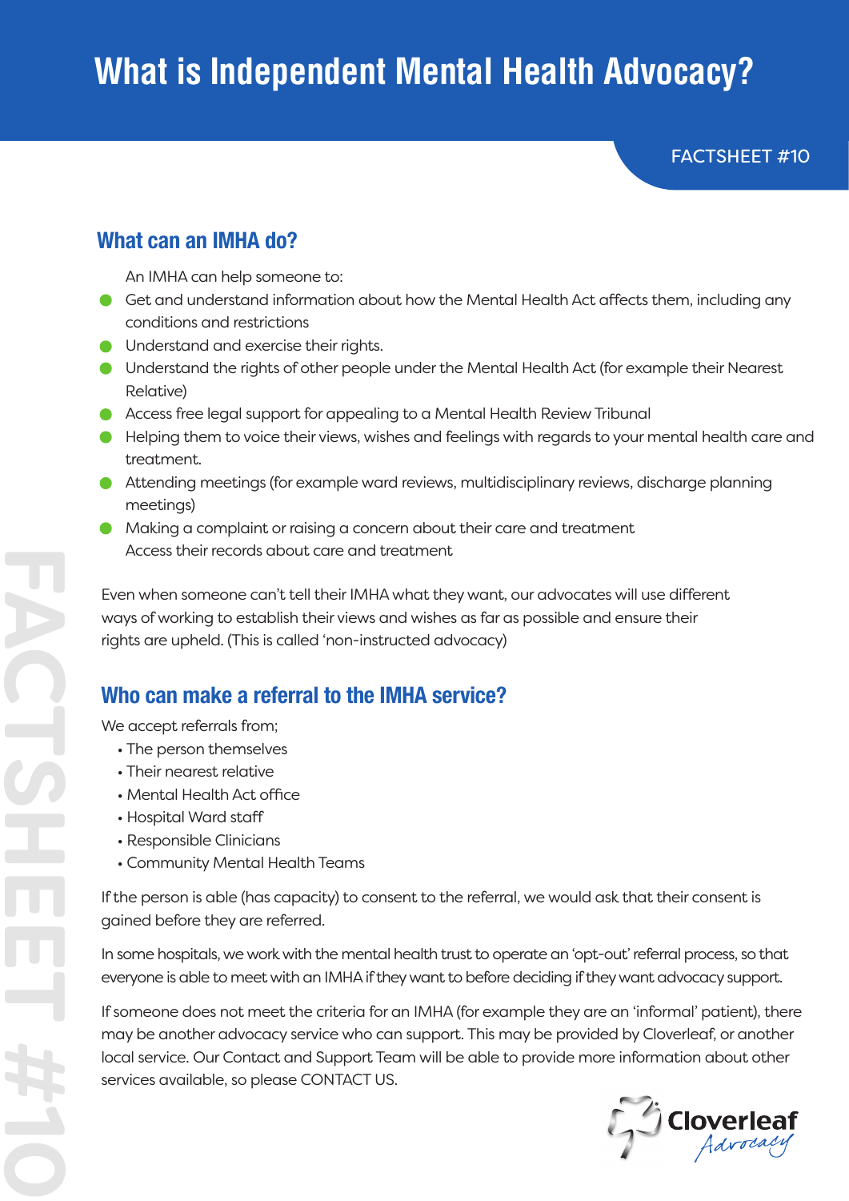# What is Independent Mental Health Advocacy?

FACTSHEET #10

## What can an IMHA do?

An IMHA can help someone to:

- Get and understand information about how the Mental Health Act affects them, including any conditions and restrictions
- Understand and exercise their rights.
- Understand the rights of other people under the Mental Health Act (for example their Nearest Relative)
- Access free legal support for appealing to a Mental Health Review Tribunal
- Helping them to voice their views, wishes and feelings with regards to your mental health care and treatment.
- Attending meetings (for example ward reviews, multidisciplinary reviews, discharge planning meetings)
- Making a complaint or raising a concern about their care and treatment
  Access their records about care and treatment

Even when someone can't tell their IMHA what they want, our advocates will use different ways of working to establish their views and wishes as far as possible and ensure their rights are upheld. (This is called 'non-instructed advocacy)

## Who can make a referral to the IMHA service?

We accept referrals from;

- The person themselves
- Their nearest relative
- Mental Health Act office
- Hospital Ward staff
- Responsible Clinicians
- Community Mental Health Teams

If the person is able (has capacity) to consent to the referral, we would ask that their consent is gained before they are referred.

In some hospitals, we work with the mental health trust to operate an 'opt-out' referral process, so that everyone is able to meet with an IMHA if they want to before deciding if they want advocacy support.

If someone does not meet the criteria for an IMHA (for example they are an 'informal' patient), there may be another advocacy service who can support. This may be provided by Cloverleaf, or another local service. Our Contact and Support Team will be able to provide more information about other services available, so please CONTACT US.

Cloverleaf Advocacy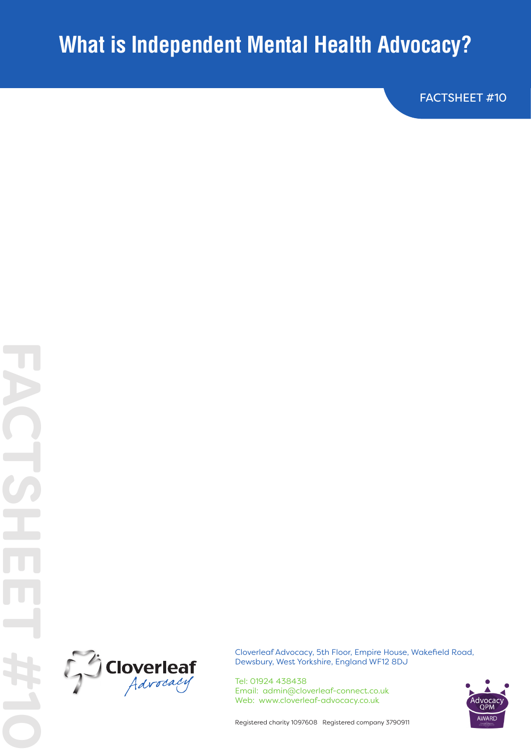# What is Independent Mental Health Advocacy?

FACTSHEET #10

Cloverleaf Advocacy, 5th Floor, Empire House, Wakefield Road, Dewsbury, West Yorkshire, England WF12 8DJ

Tel: 01924 438438
Email: admin@cloverleaf-connect.co.uk
Web: www.cloverleaf-advocacy.co.uk

Registered charity 1097608 Registered company 3790911